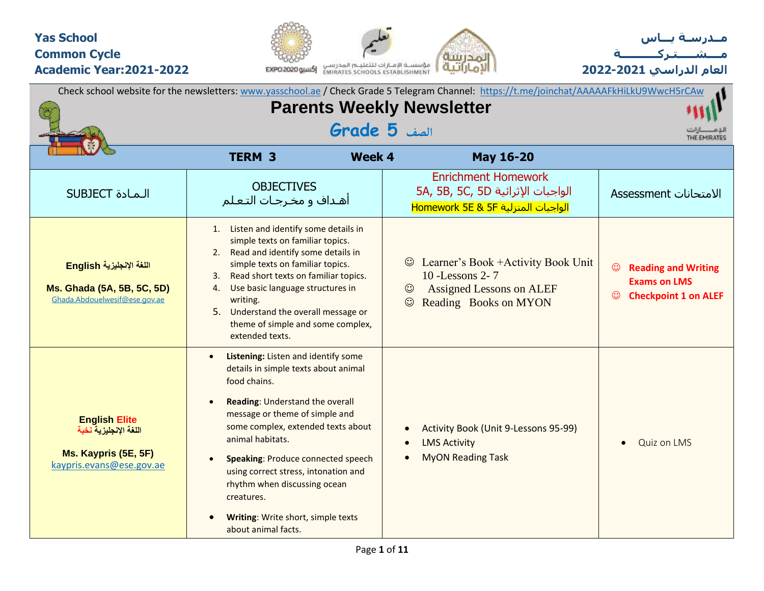**Yas School**
**Common Cycle**
**Academic Year:2021-2022**

**مـدرسـة يــاس**
**مـــشــــتــركـــــــة**
**العام الدراسي 2021-2022**

Check school website for the newsletters: www.yasschool.ae / Check Grade 5 Telegram Channel: https://t.me/joinchat/AAAAAFkHiLkU9WwcH5rCAw

# Parents Weekly Newsletter

## Grade 5 الصف

| **TERM 3** | **Week 4** | **May 16-20** | |
|---|---|---|---|
| SUBJECT الـمـادة | OBJECTIVES أهـداف و مخـرجـات التـعـلم | Enrichment Homework 5A, 5B, 5C, 5D الواجبات الإثرائية / Homework 5E & 5F الواجبات المنزلية | Assessment الامتحانات |
| **English اللغة الإنجليزية**<br><br>**Ms. Ghada (5A, 5B, 5C, 5D)**<br>Ghada.Abdouelwesif@ese.gov.ae | 1. Listen and identify some details in simple texts on familiar topics.<br>2. Read and identify some details in simple texts on familiar topics.<br>3. Read short texts on familiar topics.<br>4. Use basic language structures in writing.<br>5. Understand the overall message or theme of simple and some complex, extended texts. | ☺ Learner's Book +Activity Book Unit 10 -Lessons 2- 7<br>☺ Assigned Lessons on ALEF<br>☺ Reading Books on MYON | ☺ **Reading and Writing Exams on LMS**<br>☺ **Checkpoint 1 on ALEF** |
| **English Elite**<br>**اللغة الإنجليزية نخبة**<br><br>**Ms. Kaypris (5E, 5F)**<br>kaypris.evans@ese.gov.ae | • **Listening:** Listen and identify some details in simple texts about animal food chains.<br>• **Reading**: Understand the overall message or theme of simple and some complex, extended texts about animal habitats.<br>• **Speaking**: Produce connected speech using correct stress, intonation and rhythm when discussing ocean creatures.<br>• **Writing**: Write short, simple texts about animal facts. | • Activity Book (Unit 9-Lessons 95-99)<br>• LMS Activity<br>• MyON Reading Task | • Quiz on LMS |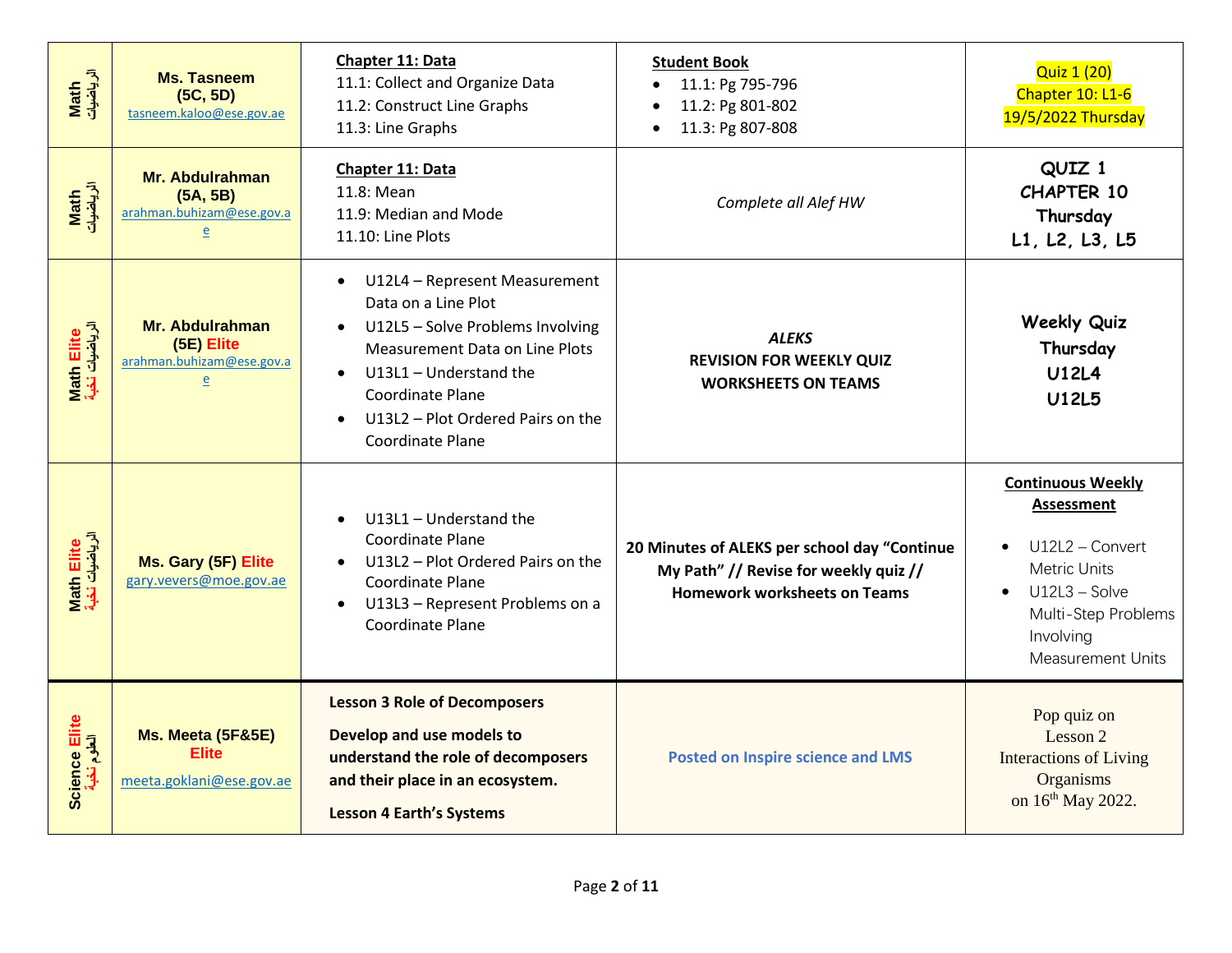| Math الرياضيات | Ms. Tasneem (5C, 5D) tasneem.kaloo@ese.gov.ae | **Chapter 11: Data**<br>11.1: Collect and Organize Data<br>11.2: Construct Line Graphs<br>11.3: Line Graphs | **Student Book**<br>• 11.1: Pg 795-796<br>• 11.2: Pg 801-802<br>• 11.3: Pg 807-808 | Quiz 1 (20)<br>Chapter 10: L1-6<br>19/5/2022 Thursday |
|---|---|---|---|---|
| Math الرياضيات | Mr. Abdulrahman (5A, 5B) arahman.buhizam@ese.gov.ae | **Chapter 11: Data**<br>11.8: Mean<br>11.9: Median and Mode<br>11.10: Line Plots | *Complete all Alef HW* | **QUIZ 1<br>CHAPTER 10<br>Thursday<br>L1, L2, L3, L5** |
| Math Elite الرياضيات نخبة | Mr. Abdulrahman (5E) Elite arahman.buhizam@ese.gov.ae | • U12L4 – Represent Measurement Data on a Line Plot<br>• U12L5 – Solve Problems Involving Measurement Data on Line Plots<br>• U13L1 – Understand the Coordinate Plane<br>• U13L2 – Plot Ordered Pairs on the Coordinate Plane | ***ALEKS***<br>**REVISION FOR WEEKLY QUIZ**<br>**WORKSHEETS ON TEAMS** | **Weekly Quiz<br>Thursday<br>U12L4<br>U12L5** |
| Math Elite الرياضيات نخبة | Ms. Gary (5F) Elite gary.vevers@moe.gov.ae | • U13L1 – Understand the Coordinate Plane<br>• U13L2 – Plot Ordered Pairs on the Coordinate Plane<br>• U13L3 – Represent Problems on a Coordinate Plane | **20 Minutes of ALEKS per school day "Continue My Path" // Revise for weekly quiz // Homework worksheets on Teams** | **Continuous Weekly Assessment**<br>• U12L2 – Convert Metric Units<br>• U12L3 – Solve Multi-Step Problems Involving Measurement Units |
| Science Elite العلوم نخبة | Ms. Meeta (5F&5E) Elite meeta.goklani@ese.gov.ae | **Lesson 3 Role of Decomposers**<br>**Develop and use models to understand the role of decomposers and their place in an ecosystem.**<br>**Lesson 4 Earth's Systems** | **Posted on Inspire science and LMS** | Pop quiz on Lesson 2 Interactions of Living Organisms on 16th May 2022. |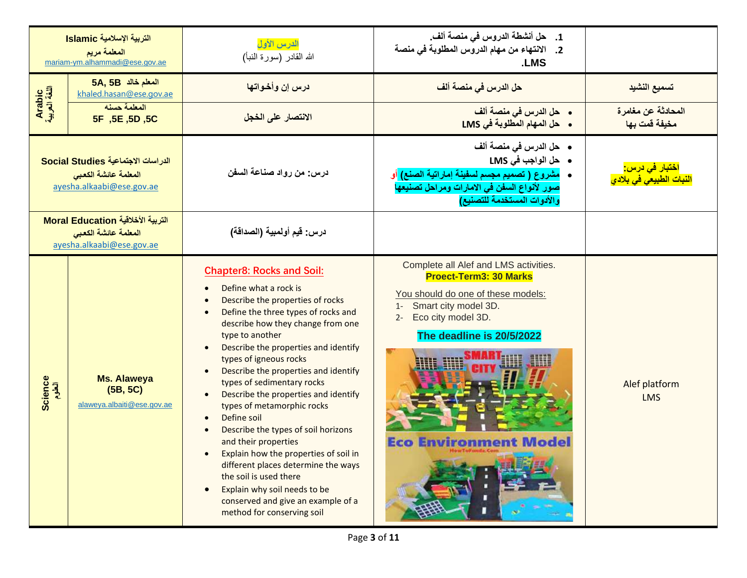| Subject | Teacher | Lesson | Tasks | Notes |
| --- | --- | --- | --- | --- |
| التربية الإسلامية Islamic | المعلمة مريم mariam-ym.alhammadi@ese.gov.ae | الدرس الأول الله القادر (سورة النبأ) | 1. حل أنشطة الدروس في منصة ألف. 2. الانتهاء من مهام الدروس المطلوبة في منصة LMS. | |
| Arabic اللغة العربية | المعلم خالد 5A, 5B khaled.hasan@ese.gov.ae | درس إن وأخواتها | حل الدرس في منصة ألف | تسميع النشيد |
| | المعلمة حسنه 5F ,5E ,5D ,5C | الانتصار على الخجل | • حل الدرس في منصة ألف • حل المهام المطلوبة في LMS | المحادثة عن مغامرة مخيفة قمت بها |
| Social Studies الدراسات الاجتماعية | المعلمة عائشة الكعبي ayesha.alkaabi@ese.gov.ae | درس: من رواد صناعة السفن | • حل الدرس في منصة ألف • حل الواجب في LMS • مشروع ( تصميم مجسم لسفينة إماراتية الصنع) أو صور لأنواع السفن في الامارات ومراحل تصنيعها والأدوات المستخدمة للتصنيع) | اختبار في درس: النبات الطبيعي في بلادي |
| Moral Education التربية الأخلاقية | المعلمة عائشة الكعبي ayesha.alkaabi@ese.gov.ae | درس: قيم أولمبية (الصداقة) | | |
| Science العلوم | Ms. Alaweya (5B, 5C) alaweya.albaiti@ese.gov.ae | **Chapter8: Rocks and Soil:** • Define what a rock is • Describe the properties of rocks • Define the three types of rocks and describe how they change from one type to another • Describe the properties and identify types of igneous rocks • Describe the properties and identify types of sedimentary rocks • Describe the properties and identify types of metamorphic rocks • Define soil • Describe the types of soil horizons and their properties • Explain how the properties of soil in different places determine the ways the soil is used there • Explain why soil needs to be conserved and give an example of a method for conserving soil | Complete all Alef and LMS activities. **Proect-Term3: 30 Marks** You should do one of these models: 1- Smart city model 3D. 2- Eco city model 3D. **The deadline is 20/5/2022** | Alef platform LMS |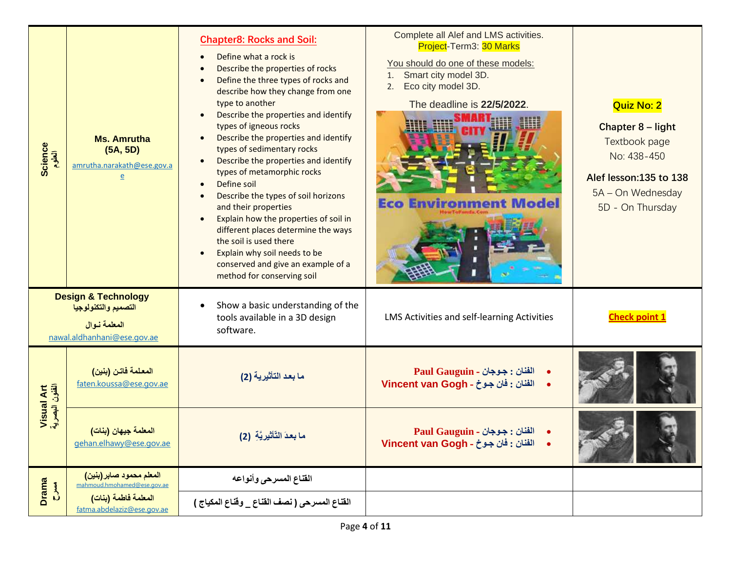| Science العلوم | Ms. Amrutha (5A, 5D) amrutha.narakath@ese.gov.ae | **Chapter8: Rocks and Soil:**<br>• Define what a rock is<br>• Describe the properties of rocks<br>• Define the three types of rocks and describe how they change from one type to another<br>• Describe the properties and identify types of igneous rocks<br>• Describe the properties and identify types of sedimentary rocks<br>• Describe the properties and identify types of metamorphic rocks<br>• Define soil<br>• Describe the types of soil horizons and their properties<br>• Explain how the properties of soil in different places determine the ways the soil is used there<br>• Explain why soil needs to be conserved and give an example of a method for conserving soil | Complete all Alef and LMS activities.<br>Project-Term3: 30 Marks<br>You should do one of these models:<br>1. Smart city model 3D.<br>2. Eco city model 3D.<br>The deadline is **22/5/2022**. | **Quiz No: 2**<br>**Chapter 8 – light**<br>Textbook page No: 438-450<br>**Alef lesson:135 to 138**<br>5A – On Wednesday<br>5D - On Thursday |
|---|---|---|---|---|
| **Design & Technology** التصميم والتكنولوجيا | المعلمة نـوال nawal.aldhanhani@ese.gov.ae | • Show a basic understanding of the tools available in a 3D design software. | LMS Activities and self-learning Activities | **Check point 1** |
| Visual Art الفنون البصرية | المعلمة فاتـن (بنين) faten.koussa@ese.gov.ae | ما بعد التأثيرية (2) | • الفنان : جـوجان - Paul Gauguin<br>• الفنان : فان جـوخ - Vincent van Gogh | |
| | المعلمة جيهان (بنات) gehan.elhawy@ese.gov.ae | ما بعدَ التّأثيريَّةِ (2) | • الفنان : جـوجان - Paul Gauguin<br>• الفنان : فان جـوخ - Vincent van Gogh | |
| Drama مسرح | المعلم محمود صابر(بنين) mahmoud.hmohamed@ese.gov.ae | القناع المسرحى وأنواعه | | |
| | المعلمة فاطمة (بنات) fatma.abdelaziz@ese.gov.ae | القناع المسرحى ( نصف القناع _ وقناع المكياج ) | | |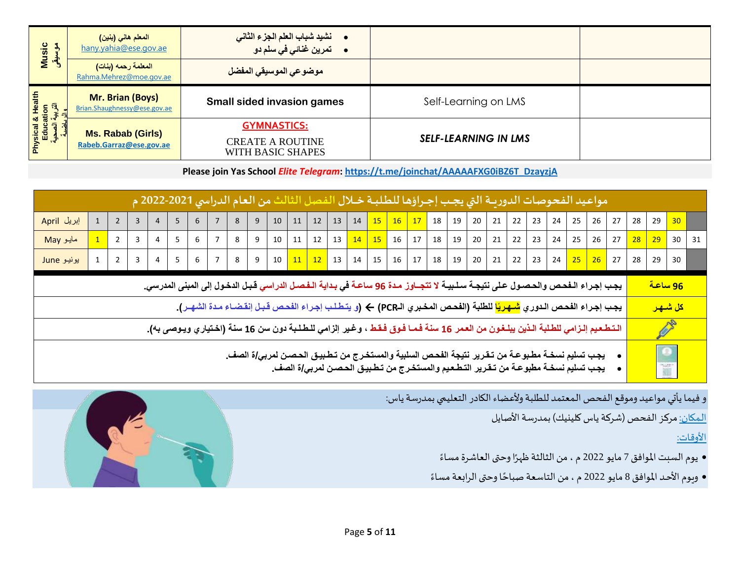| Music موسيقى | المعلم هاني (بنين) hany.yahia@ese.gov.ae | • نشيد شباب العلم الجزء الثاني • تمرين غنائي في سلم دو | | |
|---|---|---|---|---|
| | المعلمة رحمه (بنات) Rahma.Mehrez@moe.gov.ae | موضوعي الموسيقي المفضل | | |
| Physical & Health Education التربية الصحية والرياضية | Mr. Brian (Boys) Brian.Shaughnessy@ese.gov.ae | Small sided invasion games | Self-Learning on LMS | |
| | Ms. Rabab (Girls) Rabeb.Garraz@ese.gov.ae | GYMNASTICS: CREATE A ROUTINE WITH BASIC SHAPES | SELF-LEARNING IN LMS | |

**Please join Yas School *Elite Telegram*: https://t.me/joinchat/AAAAAFXG0iBZ6T_DzayzjA**

## مواعيد الفحوصات الدورية التي يجب إجراؤها للطلبة خلال الفصل الثالث من العام الدراسي 2021-2022 م

| | | | | | | | | | | | | | | | | | | | | | | | | | | | | | | | |
|---|---|---|---|---|---|---|---|---|---|---|---|---|---|---|---|---|---|---|---|---|---|---|---|---|---|---|---|---|---|---|---|
| April إبريل | 1 | 2 | 3 | 4 | 5 | 6 | 7 | 8 | 9 | 10 | 11 | 12 | 13 | 14 | **15** | **16** | **17** | 18 | 19 | 20 | 21 | 22 | 23 | 24 | 25 | 26 | 27 | 28 | 29 | **30** | |
| May مايو | **1** | 2 | 3 | 4 | 5 | 6 | 7 | 8 | 9 | 10 | 11 | 12 | 13 | **14** | **15** | 16 | 17 | 18 | 19 | 20 | 21 | 22 | 23 | 24 | 25 | 26 | 27 | **28** | **29** | 30 | 31 |
| June يونيو | 1 | 2 | 3 | 4 | 5 | 6 | 7 | 8 | 9 | 10 | **11** | **12** | 13 | 14 | 15 | 16 | 17 | 18 | 19 | 20 | 21 | 22 | 23 | 24 | **25** | **26** | 27 | 28 | 29 | 30 | |

| | |
|---|---|
| **96 ساعة** | **يجب إجراء الفحص والحصول على نتيجة سلبية لا تتجاوز مدة 96 ساعة في بداية الفصل الدراسي قبل الدخول إلى المبنى المدرسي.** |
| **كل شهر** | **يجب إجراء الفحص الدوري شهريًا للطلبة (الفحص المخبري الـPCR) ← (و يتطلب إجراء الفحص قبل إنقضاء مدة الشهر).** |
| | **التطعيم إلزامي للطلبة الذين يبلغون من العمر 16 سنة فما فوق فقط ، وغير إلزامي للطلبة دون سن 16 سنة (اختياري ويوصى به).** |
| | • **يجب تسليم نسخة مطبوعة من تقرير نتيجة الفحص السلبية والمستخرج من تطبيق الحصن لمربي/ة الصف.** • **يجب تسليم نسخة مطبوعة من تقرير التطعيم والمستخرج من تطبيق الحصن لمربي/ة الصف.** |

و فيما يأتي مواعيد وموقع الفحص المعتمد للطلبة ولأعضاء الكادر التعليمي بمدرسة ياس:

المكان: مركز الفحص (شركة ياس كلينيك) بمدرسة الأصايل

الأوقات:

- يوم السبت الموافق 7 مايو 2022 م ، من الثالثة ظهرًا وحتى العاشرة مساءً
- ويوم الأحد الموافق 8 مايو 2022 م ، من التاسعة صباحًا وحتى الرابعة مساءً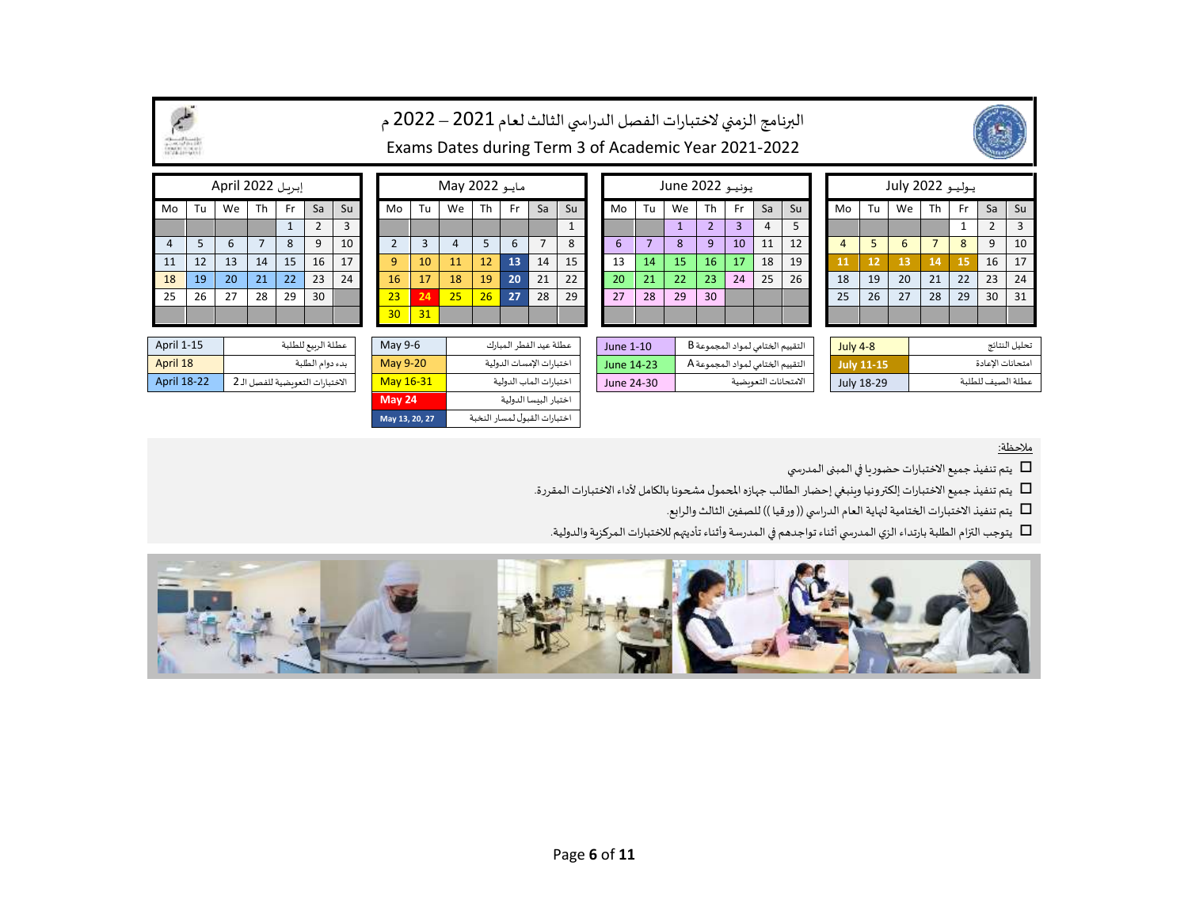# البرنامج الزمني لاختبارات الفصل الدراسي الثالث لعام 2021 – 2022 م

## Exams Dates during Term 3 of Academic Year 2021-2022

### April 2022 إبريل

| Mo | Tu | We | Th | Fr | Sa | Su |
|---|---|---|---|---|---|---|
| | | | | 1 | 2 | 3 |
| 4 | 5 | 6 | 7 | 8 | 9 | 10 |
| 11 | 12 | 13 | 14 | 15 | 16 | 17 |
| 18 | 19 | 20 | 21 | 22 | 23 | 24 |
| 25 | 26 | 27 | 28 | 29 | 30 | |

| | |
|---|---|
| April 1-15 | عطلة الربيع للطلبة |
| April 18 | بدء دوام الطلبة |
| April 18-22 | الاختبارات التعويضية للفصل الـ 2 |

### May 2022 مايو

| Mo | Tu | We | Th | Fr | Sa | Su |
|---|---|---|---|---|---|---|
| | | | | | | 1 |
| 2 | 3 | 4 | 5 | 6 | 7 | 8 |
| 9 | 10 | 11 | 12 | 13 | 14 | 15 |
| 16 | 17 | 18 | 19 | 20 | 21 | 22 |
| 23 | 24 | 25 | 26 | 27 | 28 | 29 |
| 30 | 31 | | | | | |

| | |
|---|---|
| May 9-6 | عطلة عيد الفطر المبارك |
| May 9-20 | اختبارات الإمسات الدولية |
| May 16-31 | اختبارات الماب الدولية |
| May 24 | اختبار البيسا الدولية |
| May 13, 20, 27 | اختبارات القبول لمسار النخبة |

### June 2022 يونيو

| Mo | Tu | We | Th | Fr | Sa | Su |
|---|---|---|---|---|---|---|
| | | 1 | 2 | 3 | 4 | 5 |
| 6 | 7 | 8 | 9 | 10 | 11 | 12 |
| 13 | 14 | 15 | 16 | 17 | 18 | 19 |
| 20 | 21 | 22 | 23 | 24 | 25 | 26 |
| 27 | 28 | 29 | 30 | | | |

| | |
|---|---|
| June 1-10 | التقييم الختامي لمواد المجموعة B |
| June 14-23 | التقييم الختامي لمواد المجموعة A |
| June 24-30 | الامتحانات التعويضية |

### July 2022 يوليو

| Mo | Tu | We | Th | Fr | Sa | Su |
|---|---|---|---|---|---|---|
| | | | | 1 | 2 | 3 |
| 4 | 5 | 6 | 7 | 8 | 9 | 10 |
| 11 | 12 | 13 | 14 | 15 | 16 | 17 |
| 18 | 19 | 20 | 21 | 22 | 23 | 24 |
| 25 | 26 | 27 | 28 | 29 | 30 | 31 |

| | |
|---|---|
| July 4-8 | تحليل النتائج |
| July 11-15 | امتحانات الإعادة |
| July 18-29 | عطلة الصيف للطلبة |

ملاحظة:

- ☐ يتم تنفيذ جميع الاختبارات حضوريا في المبنى المدرسي
- ☐ يتم تنفيذ جميع الاختبارات إلكترونيا وينبغي إحضار الطالب جهازه المحمول مشحونا بالكامل لأداء الاختبارات المقررة.
- ☐ يتم تنفيذ الاختبارات الختامية لنهاية العام الدراسي (( ورقيا )) للصفين الثالث والرابع.
- ☐ يتوجب التزام الطلبة بارتداء الزي المدرسي أثناء تواجدهم في المدرسة وأثناء تأديتهم للاختبارات المركزية والدولية.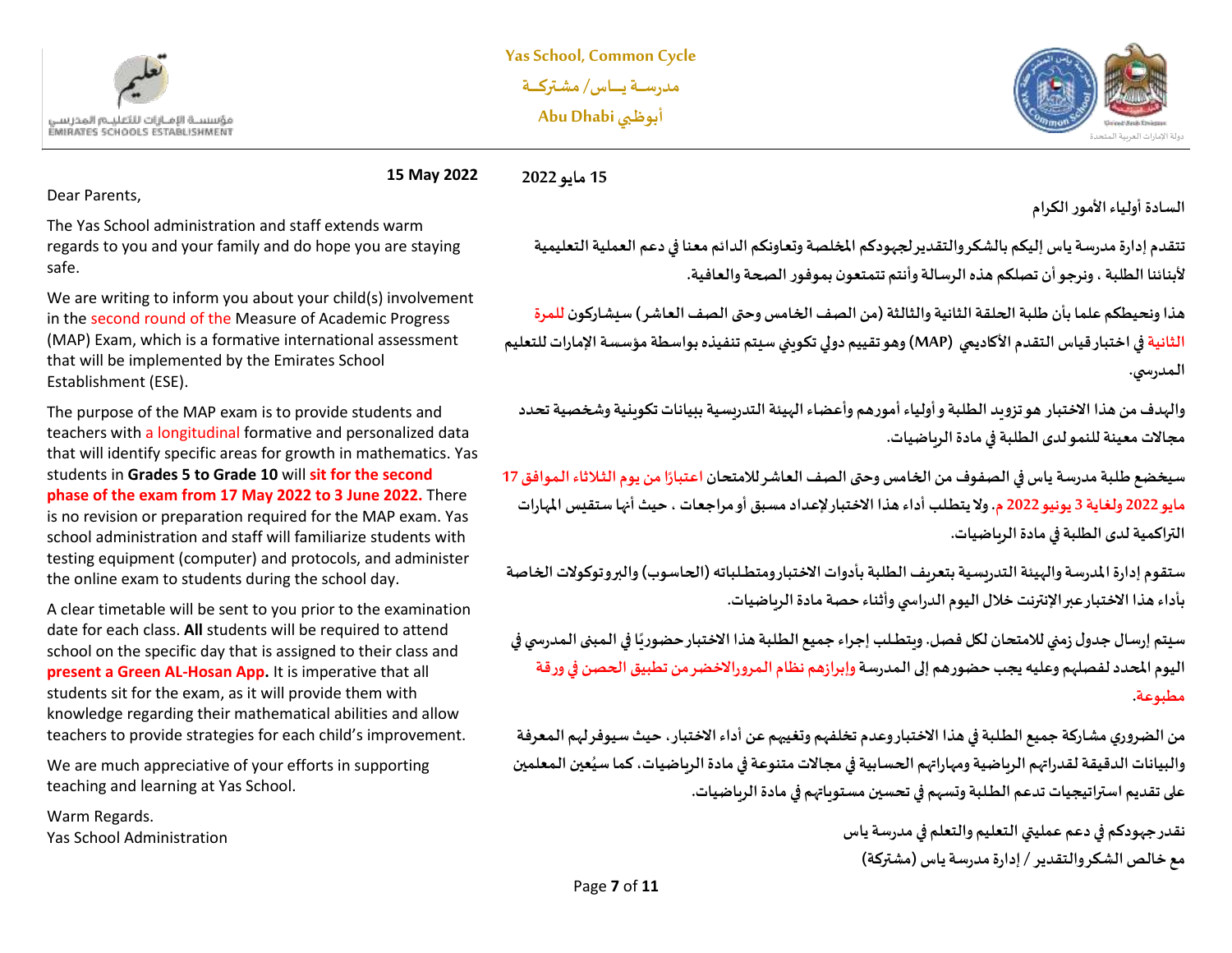Yas School, Common Cycle

مدرســة يــاس/ مشتركــة

Abu Dhabi أبوظبي

**15 May 2022**

Dear Parents,

The Yas School administration and staff extends warm regards to you and your family and do hope you are staying safe.

We are writing to inform you about your child(s) involvement in the second round of the Measure of Academic Progress (MAP) Exam, which is a formative international assessment that will be implemented by the Emirates School Establishment (ESE).

The purpose of the MAP exam is to provide students and teachers with a longitudinal formative and personalized data that will identify specific areas for growth in mathematics. Yas students in **Grades 5 to Grade 10** will **sit for the second phase of the exam from 17 May 2022 to 3 June 2022.** There is no revision or preparation required for the MAP exam. Yas school administration and staff will familiarize students with testing equipment (computer) and protocols, and administer the online exam to students during the school day.

A clear timetable will be sent to you prior to the examination date for each class. **All** students will be required to attend school on the specific day that is assigned to their class and **present a Green AL-Hosan App.** It is imperative that all students sit for the exam, as it will provide them with knowledge regarding their mathematical abilities and allow teachers to provide strategies for each child's improvement.

We are much appreciative of your efforts in supporting teaching and learning at Yas School.

Warm Regards.
Yas School Administration

**15 مايو 2022**

**السادة أولياء الأمور الكرام**

**تتقدم إدارة مدرسة ياس إليكم بالشكر والتقدير لجهودكم المخلصة وتعاونكم الدائم معنا في دعم العملية التعليمية لأبنائنا الطلبة ، ونرجو أن تصلكم هذه الرسالة وأنتم تتمتعون بموفور الصحة والعافية.**

**هذا ونحيطكم علما بأن طلبة الحلقة الثانية والثالثة (من الصف الخامس وحتى الصف العاشر) سيشاركون للمرة الثانية في اختبار قياس التقدم الأكاديمي (MAP) وهو تقييم دولي تكويني سيتم تنفيذه بواسطة مؤسسة الإمارات للتعليم المدرسي.**

**والهدف من هذا الاختبار هو تزويد الطلبة و أولياء أمورهم وأعضاء الهيئة التدريسية ببيانات تكوينية وشخصية تحدد مجالات معينة للنمو لدى الطلبة في مادة الرياضيات.**

**سيخضع طلبة مدرسة ياس في الصفوف من الخامس وحتى الصف العاشر للامتحان اعتبارًا من يوم الثلاثاء الموافق 17 مايو 2022 ولغاية 3 يونيو 2022 م. ولا يتطلب أداء هذا الاختبار لإعداد مسبق أو مراجعات ، حيث أنها ستقيس المهارات التراكمية لدى الطلبة في مادة الرياضيات.**

**ستقوم إدارة المدرسة والهيئة التدريسية بتعريف الطلبة بأدوات الاختبار ومتطلباته (الحاسوب) والبروتوكولات الخاصة بأداء هذا الاختبار عبر الإنترنت خلال اليوم الدراسي وأثناء حصة مادة الرياضيات.**

**سيتم إرسال جدول زمني للامتحان لكل فصل. ويتطلب إجراء جميع الطلبة هذا الاختبار حضوريًا في المبنى المدرسي في اليوم المحدد لفصلهم وعليه يجب حضورهم إلى المدرسة وإبرازهم نظام المرور الاخضر من تطبيق الحصن في ورقة مطبوعة.**

**من الضروري مشاركة جميع الطلبة في هذا الاختبار وعدم تخلفهم وتغيبهم عن أداء الاختبار، حيث سيوفر لهم المعرفة والبيانات الدقيقة لقدراتهم الرياضية ومهاراتهم الحسابية في مجالات متنوعة في مادة الرياضيات، كما سيُعين المعلمين على تقديم استراتيجيات تدعم الطلبة وتسهم في تحسين مستوياتهم في مادة الرياضيات.**

**نقدر جهودكم في دعم عمليتي التعليم والتعلم في مدرسة ياس**
**مع خالص الشكر والتقدير / إدارة مدرسة ياس (مشتركة)**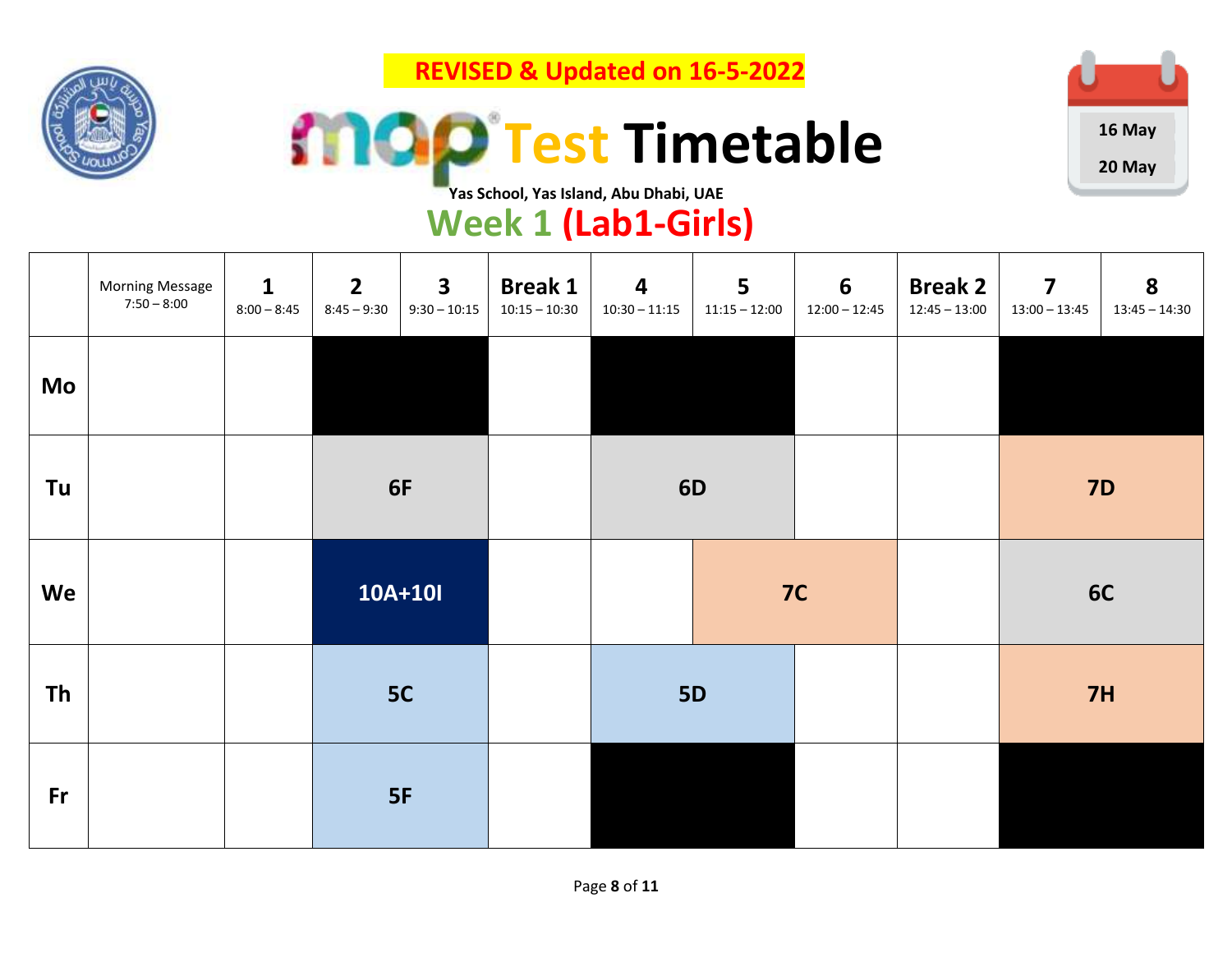**REVISED & Updated on 16-5-2022**

# MAP Test Timetable

16 May
20 May

**Yas School, Yas Island, Abu Dhabi, UAE**

## Week 1 (Lab1-Girls)

| | Morning Message 7:50 – 8:00 | 1 8:00 – 8:45 | 2 8:45 – 9:30 | 3 9:30 – 10:15 | Break 1 10:15 – 10:30 | 4 10:30 – 11:15 | 5 11:15 – 12:00 | 6 12:00 – 12:45 | Break 2 12:45 – 13:00 | 7 13:00 – 13:45 | 8 13:45 – 14:30 |
|---|---|---|---|---|---|---|---|---|---|---|---|
| **Mo** | | | | | | | | | | | |
| **Tu** | | | 6F | | | 6D | | | | 7D | |
| **We** | | | 10A+10I | | | | 7C | | | 6C | |
| **Th** | | | 5C | | | 5D | | | | 7H | |
| **Fr** | | | 5F | | | | | | | | |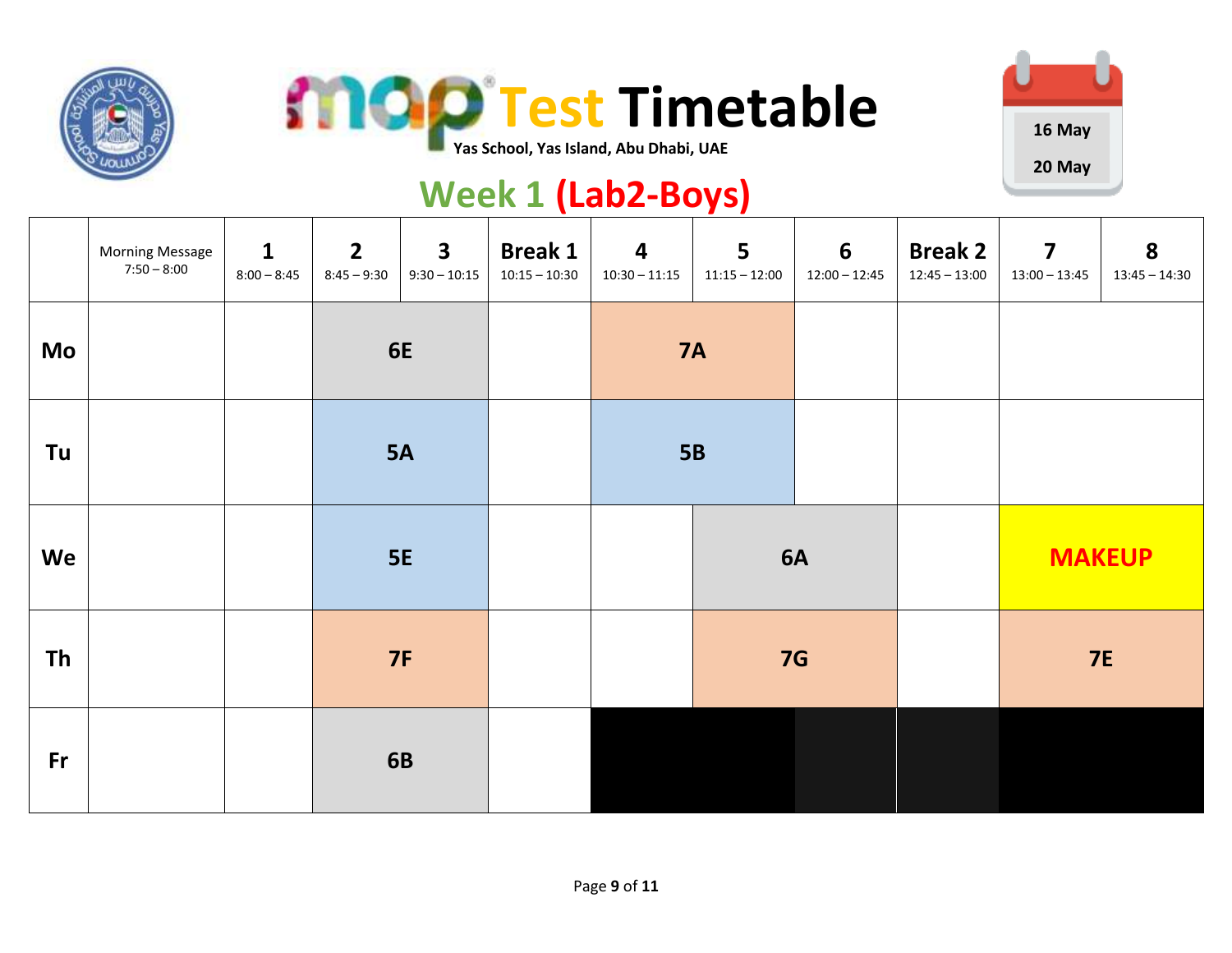# MAP Test Timetable

Yas School, Yas Island, Abu Dhabi, UAE

16 May

20 May

## Week 1 (Lab2-Boys)

| | Morning Message 7:50 – 8:00 | 1 8:00 – 8:45 | 2 8:45 – 9:30 | 3 9:30 – 10:15 | Break 1 10:15 – 10:30 | 4 10:30 – 11:15 | 5 11:15 – 12:00 | 6 12:00 – 12:45 | Break 2 12:45 – 13:00 | 7 13:00 – 13:45 | 8 13:45 – 14:30 |
|---|---|---|---|---|---|---|---|---|---|---|---|
| **Mo** | | | 6E | | | 7A | | | | | |
| **Tu** | | | 5A | | | 5B | | | | | |
| **We** | | | 5E | | | | 6A | | | MAKEUP | |
| **Th** | | | 7F | | | | 7G | | | 7E | |
| **Fr** | | | 6B | | | | | | | | |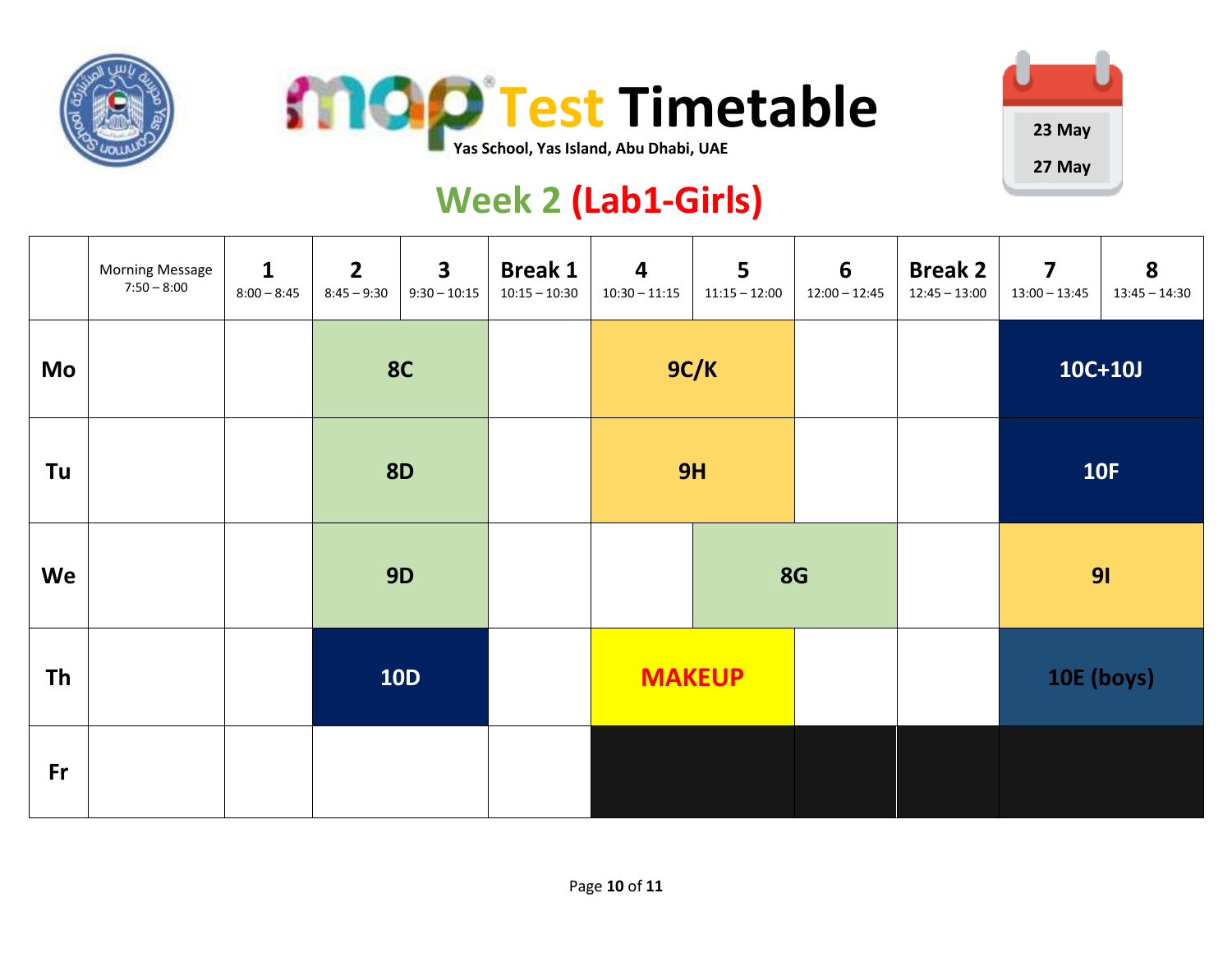# MAP Test Timetable

Yas School, Yas Island, Abu Dhabi, UAE

23 May
27 May

## Week 2 (Lab1-Girls)

| | Morning Message 7:50 – 8:00 | 1 8:00 – 8:45 | 2 8:45 – 9:30 | 3 9:30 – 10:15 | Break 1 10:15 – 10:30 | 4 10:30 – 11:15 | 5 11:15 – 12:00 | 6 12:00 – 12:45 | Break 2 12:45 – 13:00 | 7 13:00 – 13:45 | 8 13:45 – 14:30 |
|---|---|---|---|---|---|---|---|---|---|---|---|
| **Mo** | | | 8C | | | 9C/K | | | | 10C+10J | |
| **Tu** | | | 8D | | | 9H | | | | 10F | |
| **We** | | | 9D | | | | 8G | | | 9I | |
| **Th** | | | 10D | | | MAKEUP | | | | 10E (boys) | |
| **Fr** | | | | | | | | | | | |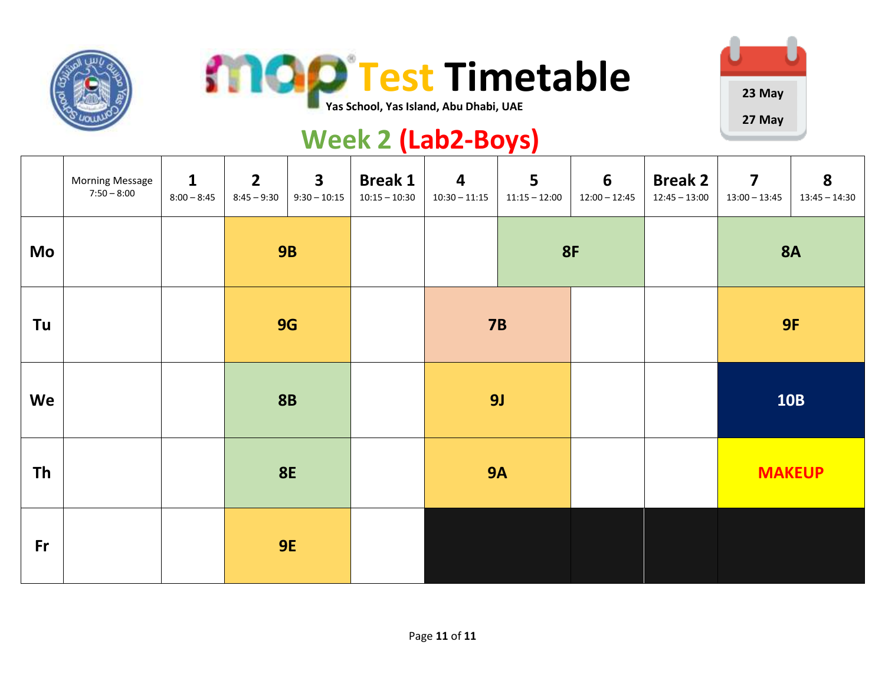# MAP Test Timetable

Yas School, Yas Island, Abu Dhabi, UAE

23 May

27 May

## Week 2 (Lab2-Boys)

| | Morning Message 7:50 – 8:00 | 1 8:00 – 8:45 | 2 8:45 – 9:30 | 3 9:30 – 10:15 | Break 1 10:15 – 10:30 | 4 10:30 – 11:15 | 5 11:15 – 12:00 | 6 12:00 – 12:45 | Break 2 12:45 – 13:00 | 7 13:00 – 13:45 | 8 13:45 – 14:30 |
|---|---|---|---|---|---|---|---|---|---|---|---|
| **Mo** | | | 9B | | | | 8F | | | 8A | |
| **Tu** | | | 9G | | | 7B | | | | 9F | |
| **We** | | | 8B | | | 9J | | | | 10B | |
| **Th** | | | 8E | | | 9A | | | | MAKEUP | |
| **Fr** | | | 9E | | | | | | | | |